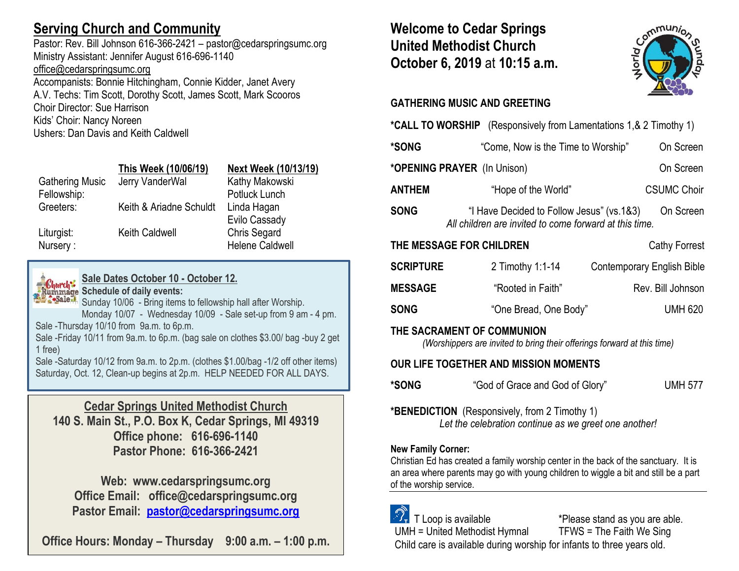## Serving Church and Community

Pastor: Rev. Bill Johnson 616-366-2421 – pastor@cedarspringsumc.org
Ministry Assistant: Jennifer August 616-696-1140
office@cedarspringsumc.org
Accompanists: Bonnie Hitchingham, Connie Kidder, Janet Avery
A.V. Techs: Tim Scott, Dorothy Scott, James Scott, Mark Scooros
Choir Director: Sue Harrison
Kids' Choir: Nancy Noreen
Ushers: Dan Davis and Keith Caldwell

| | This Week (10/06/19) | Next Week (10/13/19) |
|---|---|---|
| Gathering Music | Jerry VanderWal | Kathy Makowski |
| Fellowship: | | Potluck Lunch |
| Greeters: | Keith & Ariadne Schuldt | Linda Hagan<br>Evilo Cassady |
| Liturgist: | Keith Caldwell | Chris Segard |
| Nursery : | | Helene Caldwell |

**Sale Dates October 10 - October 12.**
**Schedule of daily events:**
Sunday 10/06 - Bring items to fellowship hall after Worship.
Monday 10/07 - Wednesday 10/09 - Sale set-up from 9 am - 4 pm.
Sale -Thursday 10/10 from 9a.m. to 6p.m.
Sale -Friday 10/11 from 9a.m. to 6p.m. (bag sale on clothes $3.00/ bag -buy 2 get 1 free)
Sale -Saturday 10/12 from 9a.m. to 2p.m. (clothes $1.00/bag -1/2 off other items)
Saturday, Oct. 12, Clean-up begins at 2p.m. HELP NEEDED FOR ALL DAYS.

**Cedar Springs United Methodist Church**
**140 S. Main St., P.O. Box K, Cedar Springs, MI 49319**
**Office phone: 616-696-1140**
**Pastor Phone: 616-366-2421**

**Web: www.cedarspringsumc.org**
**Office Email: office@cedarspringsumc.org**
**Pastor Email: pastor@cedarspringsumc.org**

**Office Hours: Monday – Thursday 9:00 a.m. – 1:00 p.m.**

# Welcome to Cedar Springs United Methodist Church October 6, 2019 at 10:15 a.m.

World Communion Sunday

**GATHERING MUSIC AND GREETING**

**\*CALL TO WORSHIP** (Responsively from Lamentations 1,& 2 Timothy 1)

**\*SONG** "Come, Now is the Time to Worship" On Screen

**\*OPENING PRAYER** (In Unison) On Screen

**ANTHEM** "Hope of the World" CSUMC Choir

**SONG** "I Have Decided to Follow Jesus" (vs.1&3) On Screen
*All children are invited to come forward at this time.*

**THE MESSAGE FOR CHILDREN** Cathy Forrest

**SCRIPTURE** 2 Timothy 1:1-14 Contemporary English Bible

**MESSAGE** "Rooted in Faith" Rev. Bill Johnson

**SONG** "One Bread, One Body" UMH 620

**THE SACRAMENT OF COMMUNION**
*(Worshippers are invited to bring their offerings forward at this time)*

**OUR LIFE TOGETHER AND MISSION MOMENTS**

**\*SONG** "God of Grace and God of Glory" UMH 577

**\*BENEDICTION** (Responsively, from 2 Timothy 1)
*Let the celebration continue as we greet one another!*

**New Family Corner:**
Christian Ed has created a family worship center in the back of the sanctuary. It is an area where parents may go with young children to wiggle a bit and still be a part of the worship service.

T Loop is available *Please stand as you are able.
UMH = United Methodist Hymnal TFWS = The Faith We Sing
Child care is available during worship for infants to three years old.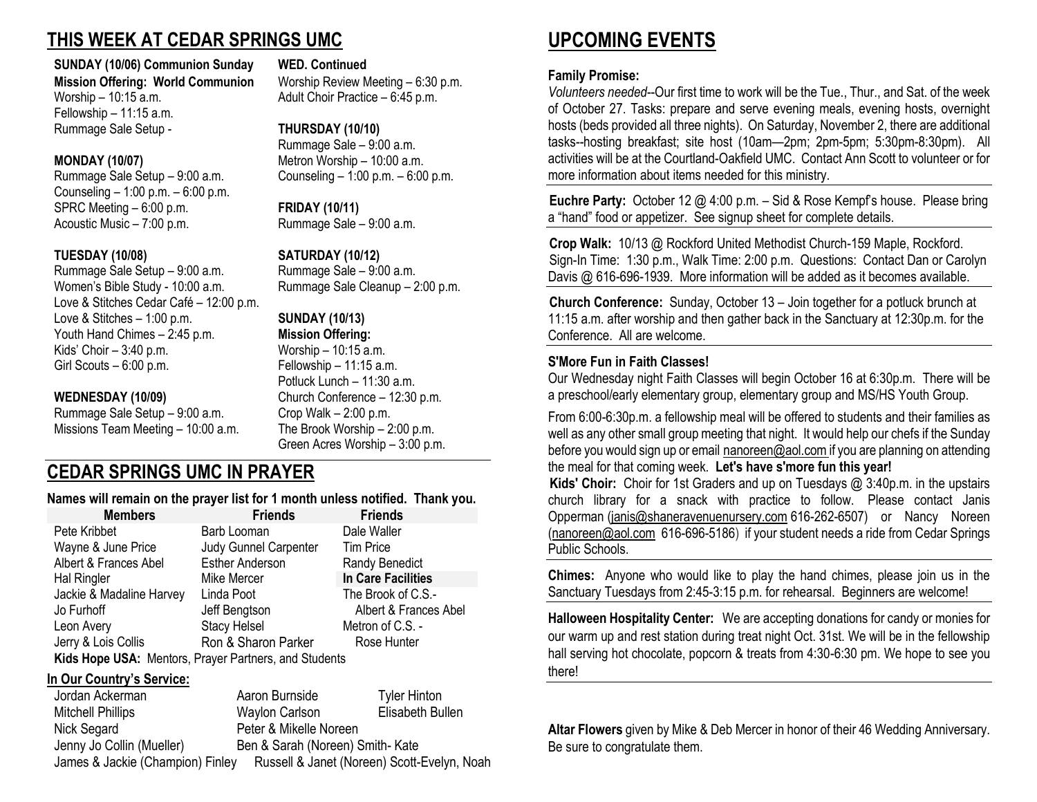# THIS WEEK AT CEDAR SPRINGS UMC

**SUNDAY (10/06) Communion Sunday**
**Mission Offering: World Communion**
Worship – 10:15 a.m.
Fellowship – 11:15 a.m.
Rummage Sale Setup -

**MONDAY (10/07)**
Rummage Sale Setup – 9:00 a.m.
Counseling – 1:00 p.m. – 6:00 p.m.
SPRC Meeting – 6:00 p.m.
Acoustic Music – 7:00 p.m.

**TUESDAY (10/08)**
Rummage Sale Setup – 9:00 a.m.
Women's Bible Study - 10:00 a.m.
Love & Stitches Cedar Café – 12:00 p.m.
Love & Stitches – 1:00 p.m.
Youth Hand Chimes – 2:45 p.m.
Kids' Choir – 3:40 p.m.
Girl Scouts – 6:00 p.m.

**WEDNESDAY (10/09)**
Rummage Sale Setup – 9:00 a.m.
Missions Team Meeting – 10:00 a.m.

**WED. Continued**
Worship Review Meeting – 6:30 p.m.
Adult Choir Practice – 6:45 p.m.

**THURSDAY (10/10)**
Rummage Sale – 9:00 a.m.
Metron Worship – 10:00 a.m.
Counseling – 1:00 p.m. – 6:00 p.m.

**FRIDAY (10/11)**
Rummage Sale – 9:00 a.m.

**SATURDAY (10/12)**
Rummage Sale – 9:00 a.m.
Rummage Sale Cleanup – 2:00 p.m.

**SUNDAY (10/13)**
**Mission Offering:**
Worship – 10:15 a.m.
Fellowship – 11:15 a.m.
Potluck Lunch – 11:30 a.m.
Church Conference – 12:30 p.m.
Crop Walk – 2:00 p.m.
The Brook Worship – 2:00 p.m.
Green Acres Worship – 3:00 p.m.

# CEDAR SPRINGS UMC IN PRAYER

**Names will remain on the prayer list for 1 month unless notified. Thank you.**

| Members | Friends | Friends |
|---|---|---|
| Pete Kribbet | Barb Looman | Dale Waller |
| Wayne & June Price | Judy Gunnel Carpenter | Tim Price |
| Albert & Frances Abel | Esther Anderson | Randy Benedict |
| Hal Ringler | Mike Mercer | **In Care Facilities** |
| Jackie & Madaline Harvey | Linda Poot | The Brook of C.S.- |
| Jo Furhoff | Jeff Bengtson | Albert & Frances Abel |
| Leon Avery | Stacy Helsel | Metron of C.S. - |
| Jerry & Lois Collis | Ron & Sharon Parker | Rose Hunter |

**Kids Hope USA:** Mentors, Prayer Partners, and Students

**In Our Country's Service:**

Jordan Ackerman, Aaron Burnside, Tyler Hinton
Mitchell Phillips, Waylon Carlson, Elisabeth Bullen
Nick Segard, Peter & Mikelle Noreen
Jenny Jo Collin (Mueller), Ben & Sarah (Noreen) Smith- Kate
James & Jackie (Champion) Finley, Russell & Janet (Noreen) Scott-Evelyn, Noah

# UPCOMING EVENTS

**Family Promise:**
*Volunteers needed*--Our first time to work will be the Tue., Thur., and Sat. of the week of October 27. Tasks: prepare and serve evening meals, evening hosts, overnight hosts (beds provided all three nights). On Saturday, November 2, there are additional tasks--hosting breakfast; site host (10am—2pm; 2pm-5pm; 5:30pm-8:30pm). All activities will be at the Courtland-Oakfield UMC. Contact Ann Scott to volunteer or for more information about items needed for this ministry.

**Euchre Party:** October 12 @ 4:00 p.m. – Sid & Rose Kempf's house. Please bring a "hand" food or appetizer. See signup sheet for complete details.

**Crop Walk:** 10/13 @ Rockford United Methodist Church-159 Maple, Rockford. Sign-In Time: 1:30 p.m., Walk Time: 2:00 p.m. Questions: Contact Dan or Carolyn Davis @ 616-696-1939. More information will be added as it becomes available.

**Church Conference:** Sunday, October 13 – Join together for a potluck brunch at 11:15 a.m. after worship and then gather back in the Sanctuary at 12:30p.m. for the Conference. All are welcome.

**S'More Fun in Faith Classes!**
Our Wednesday night Faith Classes will begin October 16 at 6:30p.m. There will be a preschool/early elementary group, elementary group and MS/HS Youth Group.

From 6:00-6:30p.m. a fellowship meal will be offered to students and their families as well as any other small group meeting that night. It would help our chefs if the Sunday before you would sign up or email nanoreen@aol.com if you are planning on attending the meal for that coming week. **Let's have s'more fun this year!**

**Kids' Choir:** Choir for 1st Graders and up on Tuesdays @ 3:40p.m. in the upstairs church library for a snack with practice to follow. Please contact Janis Opperman (janis@shaneravenuenursery.com 616-262-6507) or Nancy Noreen (nanoreen@aol.com 616-696-5186) if your student needs a ride from Cedar Springs Public Schools.

**Chimes:** Anyone who would like to play the hand chimes, please join us in the Sanctuary Tuesdays from 2:45-3:15 p.m. for rehearsal. Beginners are welcome!

**Halloween Hospitality Center:** We are accepting donations for candy or monies for our warm up and rest station during treat night Oct. 31st. We will be in the fellowship hall serving hot chocolate, popcorn & treats from 4:30-6:30 pm. We hope to see you there!

**Altar Flowers** given by Mike & Deb Mercer in honor of their 46 Wedding Anniversary. Be sure to congratulate them.